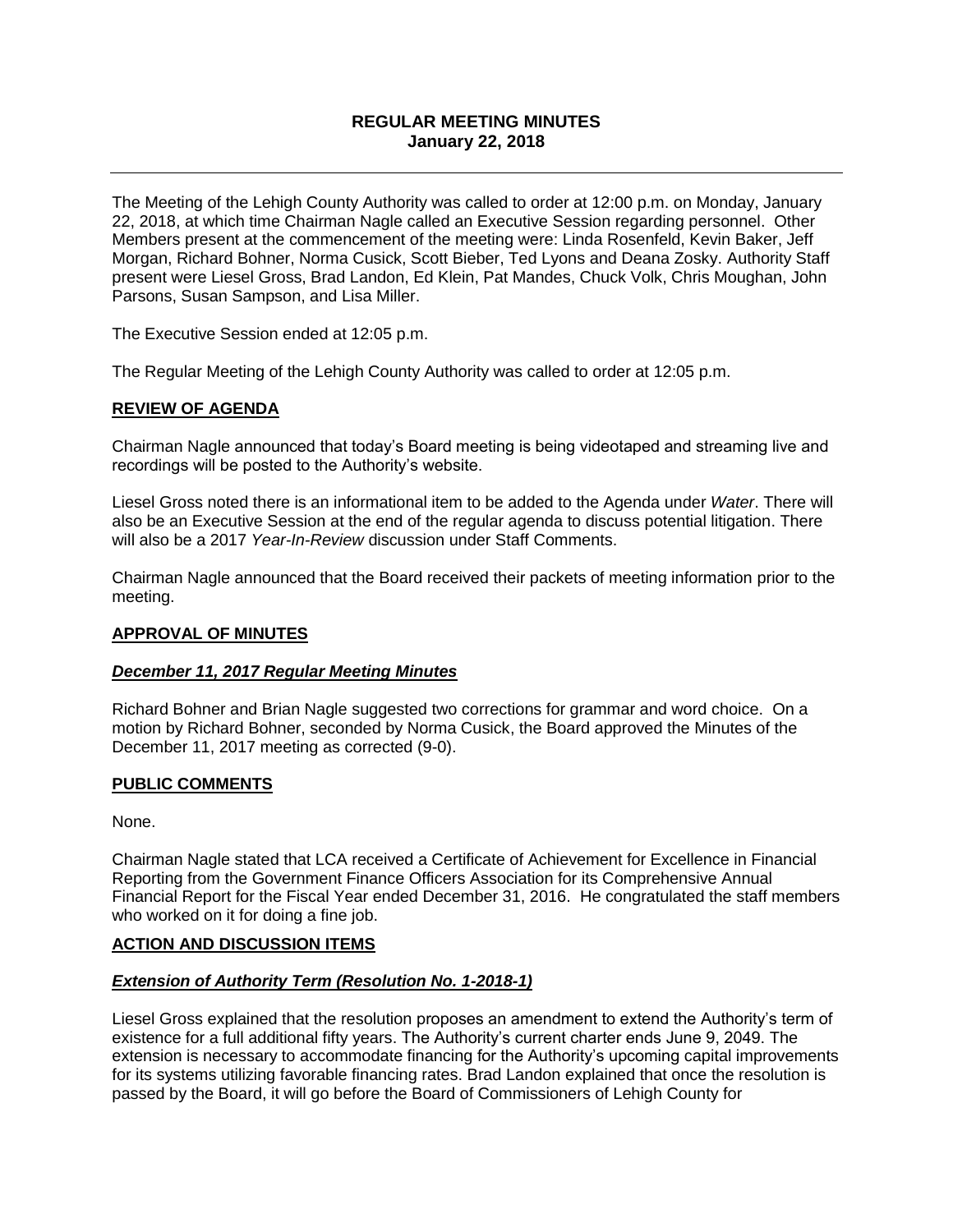**REGULAR MEETING MINUTES**
**January 22, 2018**

---

The Meeting of the Lehigh County Authority was called to order at 12:00 p.m. on Monday, January 22, 2018, at which time Chairman Nagle called an Executive Session regarding personnel. Other Members present at the commencement of the meeting were: Linda Rosenfeld, Kevin Baker, Jeff Morgan, Richard Bohner, Norma Cusick, Scott Bieber, Ted Lyons and Deana Zosky. Authority Staff present were Liesel Gross, Brad Landon, Ed Klein, Pat Mandes, Chuck Volk, Chris Moughan, John Parsons, Susan Sampson, and Lisa Miller.

The Executive Session ended at 12:05 p.m.

The Regular Meeting of the Lehigh County Authority was called to order at 12:05 p.m.

## REVIEW OF AGENDA

Chairman Nagle announced that today's Board meeting is being videotaped and streaming live and recordings will be posted to the Authority's website.

Liesel Gross noted there is an informational item to be added to the Agenda under *Water*. There will also be an Executive Session at the end of the regular agenda to discuss potential litigation. There will also be a 2017 *Year-In-Review* discussion under Staff Comments.

Chairman Nagle announced that the Board received their packets of meeting information prior to the meeting.

## APPROVAL OF MINUTES

### *December 11, 2017 Regular Meeting Minutes*

Richard Bohner and Brian Nagle suggested two corrections for grammar and word choice. On a motion by Richard Bohner, seconded by Norma Cusick, the Board approved the Minutes of the December 11, 2017 meeting as corrected (9-0).

## PUBLIC COMMENTS

None.

Chairman Nagle stated that LCA received a Certificate of Achievement for Excellence in Financial Reporting from the Government Finance Officers Association for its Comprehensive Annual Financial Report for the Fiscal Year ended December 31, 2016. He congratulated the staff members who worked on it for doing a fine job.

## ACTION AND DISCUSSION ITEMS

### *Extension of Authority Term (Resolution No. 1-2018-1)*

Liesel Gross explained that the resolution proposes an amendment to extend the Authority's term of existence for a full additional fifty years. The Authority's current charter ends June 9, 2049. The extension is necessary to accommodate financing for the Authority's upcoming capital improvements for its systems utilizing favorable financing rates. Brad Landon explained that once the resolution is passed by the Board, it will go before the Board of Commissioners of Lehigh County for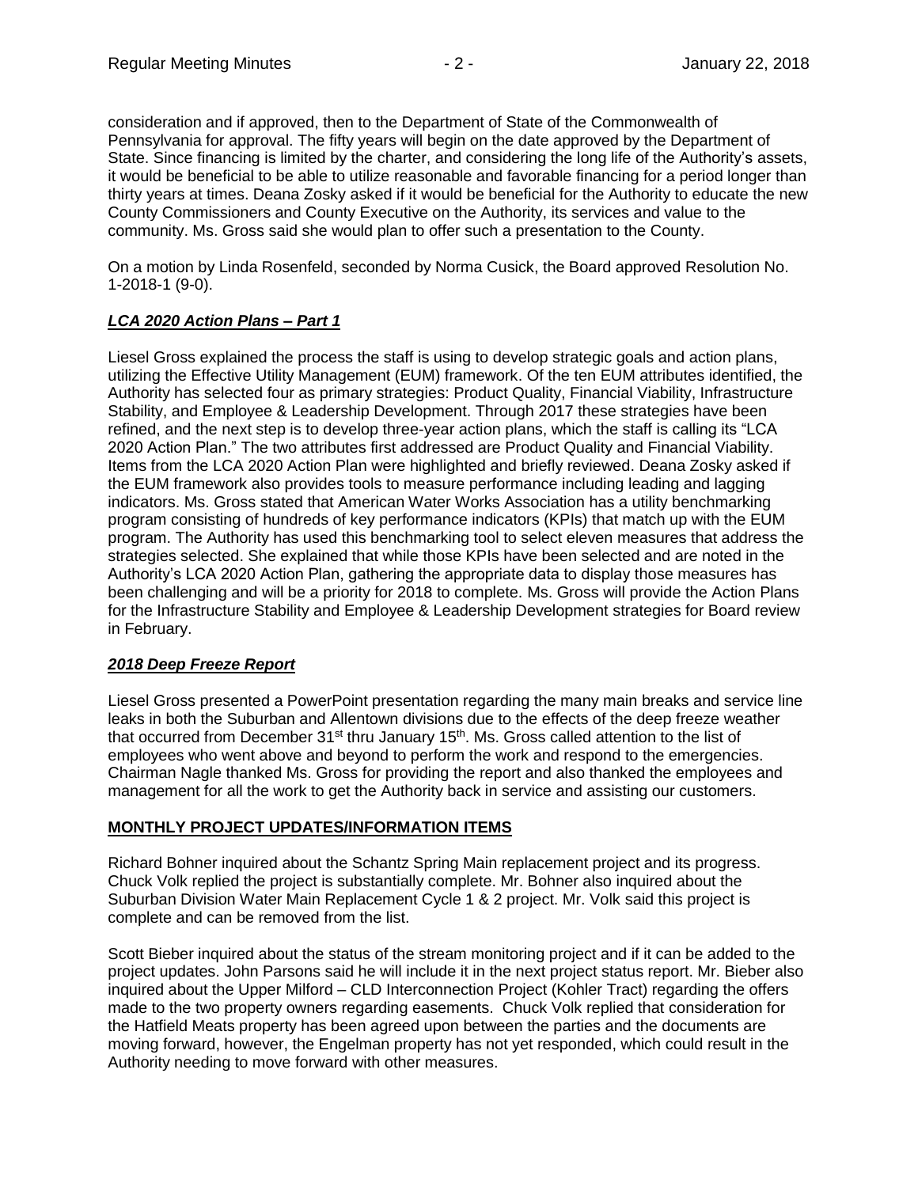consideration and if approved, then to the Department of State of the Commonwealth of Pennsylvania for approval. The fifty years will begin on the date approved by the Department of State. Since financing is limited by the charter, and considering the long life of the Authority's assets, it would be beneficial to be able to utilize reasonable and favorable financing for a period longer than thirty years at times. Deana Zosky asked if it would be beneficial for the Authority to educate the new County Commissioners and County Executive on the Authority, its services and value to the community. Ms. Gross said she would plan to offer such a presentation to the County.

On a motion by Linda Rosenfeld, seconded by Norma Cusick, the Board approved Resolution No. 1-2018-1 (9-0).

***LCA 2020 Action Plans – Part 1***

Liesel Gross explained the process the staff is using to develop strategic goals and action plans, utilizing the Effective Utility Management (EUM) framework. Of the ten EUM attributes identified, the Authority has selected four as primary strategies: Product Quality, Financial Viability, Infrastructure Stability, and Employee & Leadership Development. Through 2017 these strategies have been refined, and the next step is to develop three-year action plans, which the staff is calling its "LCA 2020 Action Plan." The two attributes first addressed are Product Quality and Financial Viability. Items from the LCA 2020 Action Plan were highlighted and briefly reviewed. Deana Zosky asked if the EUM framework also provides tools to measure performance including leading and lagging indicators. Ms. Gross stated that American Water Works Association has a utility benchmarking program consisting of hundreds of key performance indicators (KPIs) that match up with the EUM program. The Authority has used this benchmarking tool to select eleven measures that address the strategies selected. She explained that while those KPIs have been selected and are noted in the Authority's LCA 2020 Action Plan, gathering the appropriate data to display those measures has been challenging and will be a priority for 2018 to complete. Ms. Gross will provide the Action Plans for the Infrastructure Stability and Employee & Leadership Development strategies for Board review in February.

***2018 Deep Freeze Report***

Liesel Gross presented a PowerPoint presentation regarding the many main breaks and service line leaks in both the Suburban and Allentown divisions due to the effects of the deep freeze weather that occurred from December 31st thru January 15th. Ms. Gross called attention to the list of employees who went above and beyond to perform the work and respond to the emergencies. Chairman Nagle thanked Ms. Gross for providing the report and also thanked the employees and management for all the work to get the Authority back in service and assisting our customers.

**MONTHLY PROJECT UPDATES/INFORMATION ITEMS**

Richard Bohner inquired about the Schantz Spring Main replacement project and its progress. Chuck Volk replied the project is substantially complete. Mr. Bohner also inquired about the Suburban Division Water Main Replacement Cycle 1 & 2 project. Mr. Volk said this project is complete and can be removed from the list.

Scott Bieber inquired about the status of the stream monitoring project and if it can be added to the project updates. John Parsons said he will include it in the next project status report. Mr. Bieber also inquired about the Upper Milford – CLD Interconnection Project (Kohler Tract) regarding the offers made to the two property owners regarding easements. Chuck Volk replied that consideration for the Hatfield Meats property has been agreed upon between the parties and the documents are moving forward, however, the Engelman property has not yet responded, which could result in the Authority needing to move forward with other measures.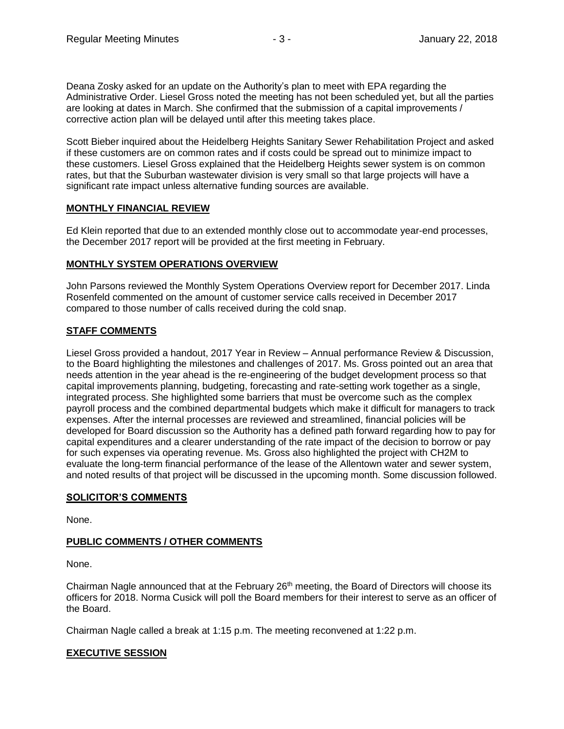Deana Zosky asked for an update on the Authority's plan to meet with EPA regarding the Administrative Order. Liesel Gross noted the meeting has not been scheduled yet, but all the parties are looking at dates in March. She confirmed that the submission of a capital improvements / corrective action plan will be delayed until after this meeting takes place.

Scott Bieber inquired about the Heidelberg Heights Sanitary Sewer Rehabilitation Project and asked if these customers are on common rates and if costs could be spread out to minimize impact to these customers. Liesel Gross explained that the Heidelberg Heights sewer system is on common rates, but that the Suburban wastewater division is very small so that large projects will have a significant rate impact unless alternative funding sources are available.

## MONTHLY FINANCIAL REVIEW

Ed Klein reported that due to an extended monthly close out to accommodate year-end processes, the December 2017 report will be provided at the first meeting in February.

## MONTHLY SYSTEM OPERATIONS OVERVIEW

John Parsons reviewed the Monthly System Operations Overview report for December 2017. Linda Rosenfeld commented on the amount of customer service calls received in December 2017 compared to those number of calls received during the cold snap.

## STAFF COMMENTS

Liesel Gross provided a handout, 2017 Year in Review – Annual performance Review & Discussion, to the Board highlighting the milestones and challenges of 2017. Ms. Gross pointed out an area that needs attention in the year ahead is the re-engineering of the budget development process so that capital improvements planning, budgeting, forecasting and rate-setting work together as a single, integrated process. She highlighted some barriers that must be overcome such as the complex payroll process and the combined departmental budgets which make it difficult for managers to track expenses. After the internal processes are reviewed and streamlined, financial policies will be developed for Board discussion so the Authority has a defined path forward regarding how to pay for capital expenditures and a clearer understanding of the rate impact of the decision to borrow or pay for such expenses via operating revenue. Ms. Gross also highlighted the project with CH2M to evaluate the long-term financial performance of the lease of the Allentown water and sewer system, and noted results of that project will be discussed in the upcoming month. Some discussion followed.

## SOLICITOR'S COMMENTS

None.

## PUBLIC COMMENTS / OTHER COMMENTS

None.

Chairman Nagle announced that at the February 26th meeting, the Board of Directors will choose its officers for 2018. Norma Cusick will poll the Board members for their interest to serve as an officer of the Board.

Chairman Nagle called a break at 1:15 p.m. The meeting reconvened at 1:22 p.m.

## EXECUTIVE SESSION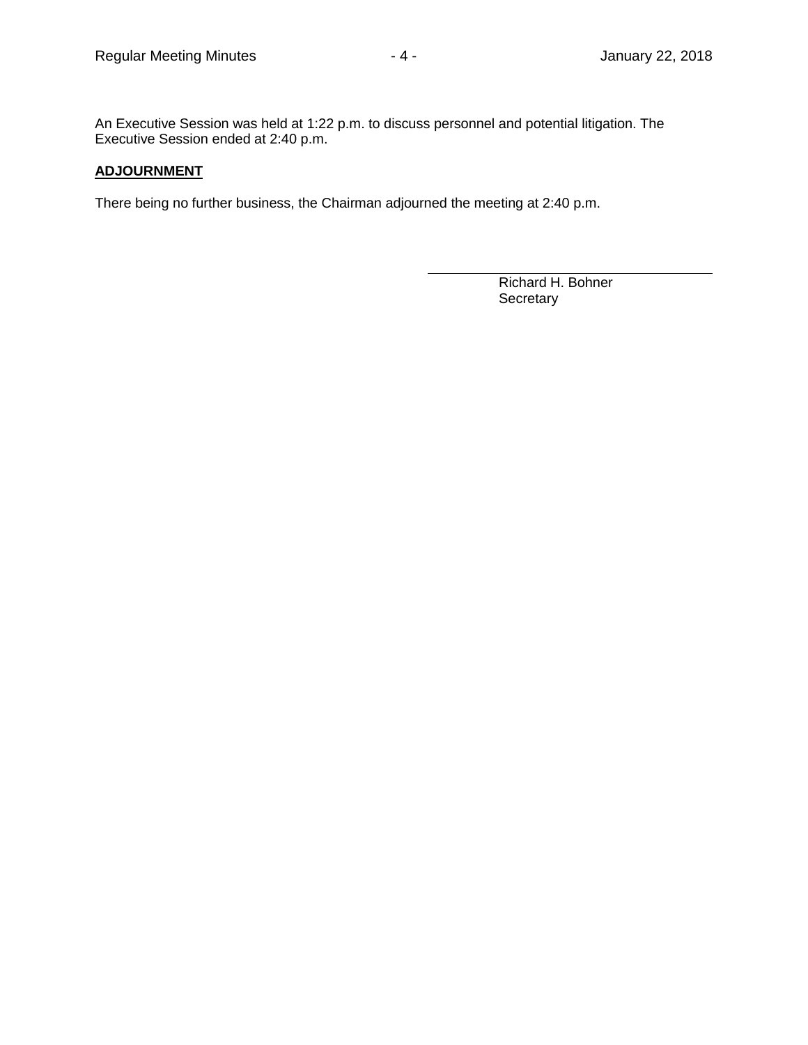An Executive Session was held at 1:22 p.m. to discuss personnel and potential litigation. The Executive Session ended at 2:40 p.m.

## ADJOURNMENT

There being no further business, the Chairman adjourned the meeting at 2:40 p.m.

\_\_\_\_\_\_\_\_\_\_\_\_\_\_\_\_\_\_\_\_\_\_\_\_\_\_\_\_\_\_\_\_

Richard H. Bohner
Secretary